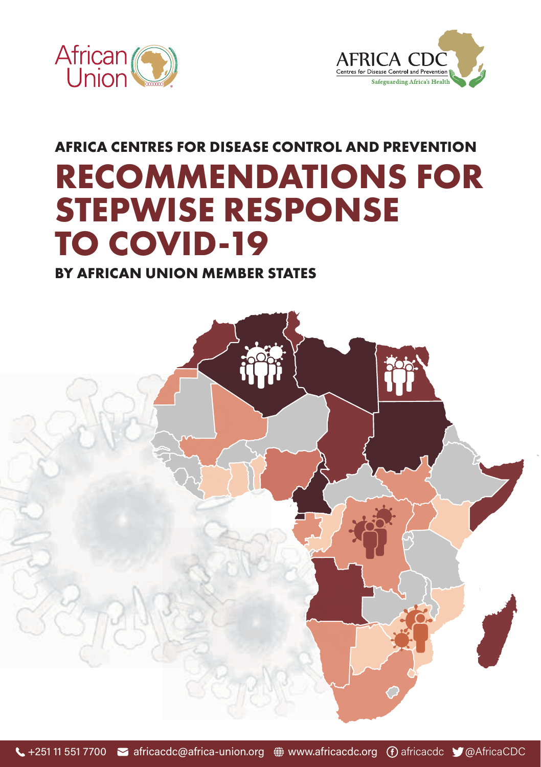African Union

AFRICA CDC
Centres for Disease Control and Prevention
Safeguarding Africa's Health

**AFRICA CENTRES FOR DISEASE CONTROL AND PREVENTION**

# RECOMMENDATIONS FOR STEPWISE RESPONSE TO COVID-19

**BY AFRICAN UNION MEMBER STATES**

+251 11 551 7700 | africacdc@africa-union.org | www.africacdc.org | africacdc | @AfricaCDC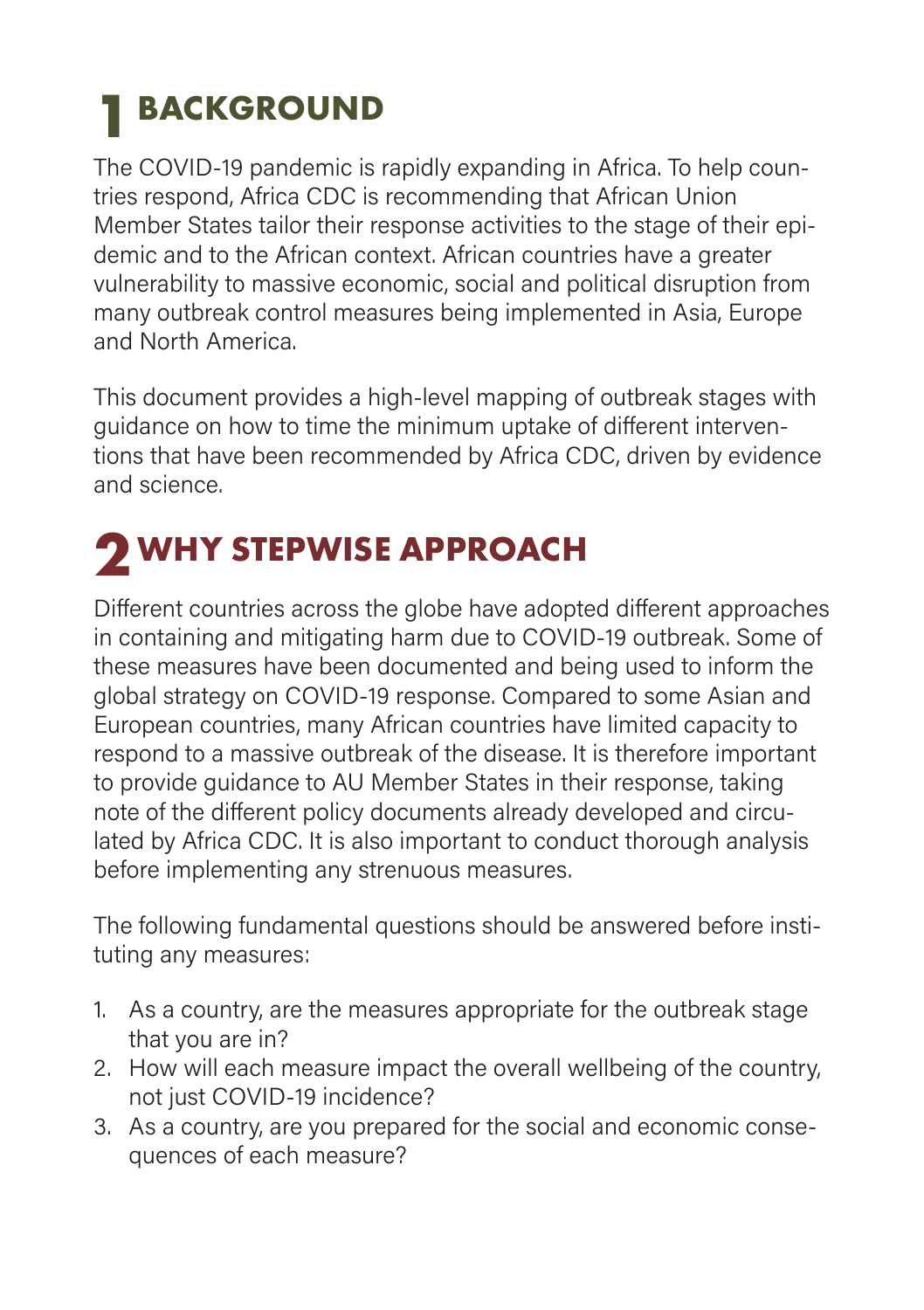# 1 BACKGROUND

The COVID-19 pandemic is rapidly expanding in Africa. To help countries respond, Africa CDC is recommending that African Union Member States tailor their response activities to the stage of their epidemic and to the African context. African countries have a greater vulnerability to massive economic, social and political disruption from many outbreak control measures being implemented in Asia, Europe and North America.

This document provides a high-level mapping of outbreak stages with guidance on how to time the minimum uptake of different interventions that have been recommended by Africa CDC, driven by evidence and science.

# 2 WHY STEPWISE APPROACH

Different countries across the globe have adopted different approaches in containing and mitigating harm due to COVID-19 outbreak. Some of these measures have been documented and being used to inform the global strategy on COVID-19 response. Compared to some Asian and European countries, many African countries have limited capacity to respond to a massive outbreak of the disease. It is therefore important to provide guidance to AU Member States in their response, taking note of the different policy documents already developed and circulated by Africa CDC. It is also important to conduct thorough analysis before implementing any strenuous measures.

The following fundamental questions should be answered before instituting any measures:

1. As a country, are the measures appropriate for the outbreak stage that you are in?
2. How will each measure impact the overall wellbeing of the country, not just COVID-19 incidence?
3. As a country, are you prepared for the social and economic consequences of each measure?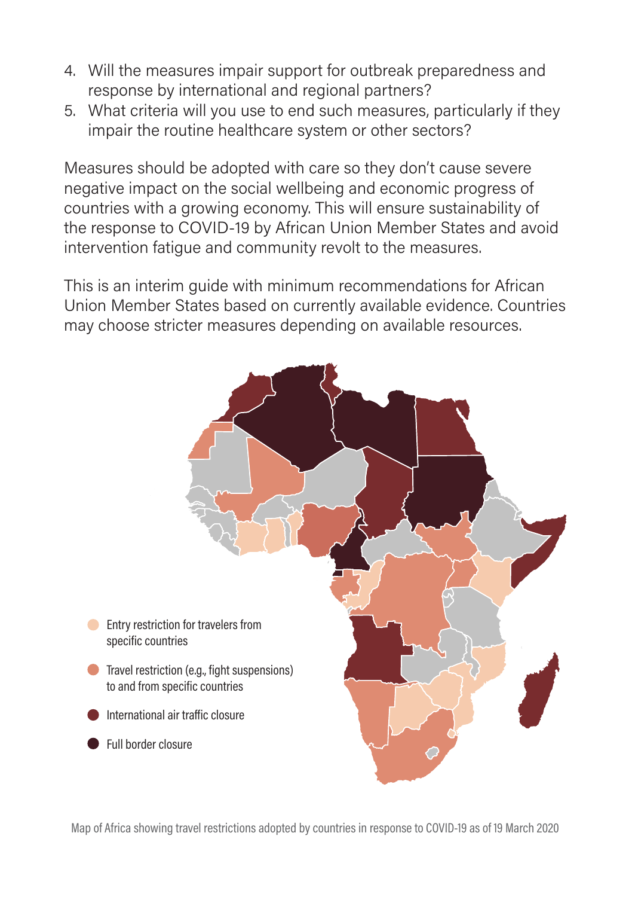4. Will the measures impair support for outbreak preparedness and response by international and regional partners?
5. What criteria will you use to end such measures, particularly if they impair the routine healthcare system or other sectors?

Measures should be adopted with care so they don't cause severe negative impact on the social wellbeing and economic progress of countries with a growing economy. This will ensure sustainability of the response to COVID-19 by African Union Member States and avoid intervention fatigue and community revolt to the measures.

This is an interim guide with minimum recommendations for African Union Member States based on currently available evidence. Countries may choose stricter measures depending on available resources.

- Entry restriction for travelers from specific countries
- Travel restriction (e.g., fight suspensions) to and from specific countries
- International air traffic closure
- Full border closure

Map of Africa showing travel restrictions adopted by countries in response to COVID-19 as of 19 March 2020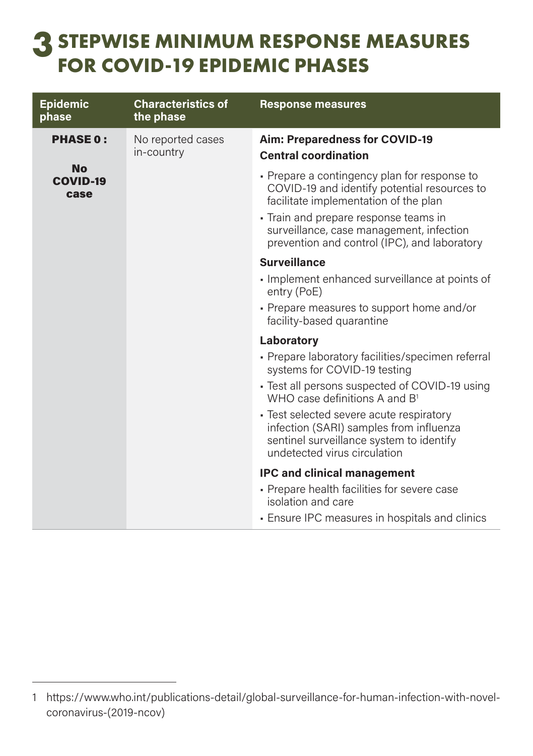# 3 STEPWISE MINIMUM RESPONSE MEASURES FOR COVID-19 EPIDEMIC PHASES

| Epidemic phase | Characteristics of the phase | Response measures |
|---|---|---|
| **PHASE 0 :** **No COVID-19 case** | No reported cases in-country | **Aim: Preparedness for COVID-19**<br>**Central coordination**<br>▪ Prepare a contingency plan for response to COVID-19 and identify potential resources to facilitate implementation of the plan<br>▪ Train and prepare response teams in surveillance, case management, infection prevention and control (IPC), and laboratory<br>**Surveillance**<br>▪ Implement enhanced surveillance at points of entry (PoE)<br>▪ Prepare measures to support home and/or facility-based quarantine<br>**Laboratory**<br>▪ Prepare laboratory facilities/specimen referral systems for COVID-19 testing<br>▪ Test all persons suspected of COVID-19 using WHO case definitions A and B[1]<br>▪ Test selected severe acute respiratory infection (SARI) samples from influenza sentinel surveillance system to identify undetected virus circulation<br>**IPC and clinical management**<br>▪ Prepare health facilities for severe case isolation and care<br>▪ Ensure IPC measures in hospitals and clinics |

1 https://www.who.int/publications-detail/global-surveillance-for-human-infection-with-novel-coronavirus-(2019-ncov)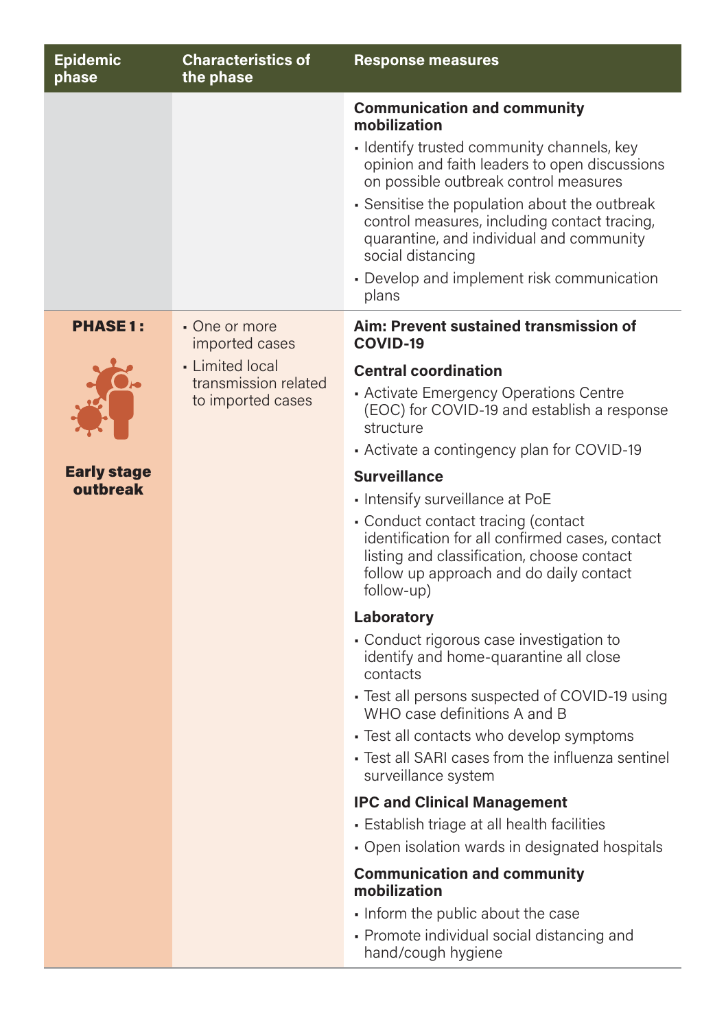| Epidemic phase | Characteristics of the phase | Response measures |
|---|---|---|
| | | **Communication and community mobilization**<br>▪ Identify trusted community channels, key opinion and faith leaders to open discussions on possible outbreak control measures<br>▪ Sensitise the population about the outbreak control measures, including contact tracing, quarantine, and individual and community social distancing<br>▪ Develop and implement risk communication plans |
| **PHASE 1:**<br><br>**Early stage outbreak** | ▪ One or more imported cases<br>▪ Limited local transmission related to imported cases | **Aim: Prevent sustained transmission of COVID-19**<br><br>**Central coordination**<br>▪ Activate Emergency Operations Centre (EOC) for COVID-19 and establish a response structure<br>▪ Activate a contingency plan for COVID-19<br><br>**Surveillance**<br>▪ Intensify surveillance at PoE<br>▪ Conduct contact tracing (contact identification for all confirmed cases, contact listing and classification, choose contact follow up approach and do daily contact follow-up)<br><br>**Laboratory**<br>▪ Conduct rigorous case investigation to identify and home-quarantine all close contacts<br>▪ Test all persons suspected of COVID-19 using WHO case definitions A and B<br>▪ Test all contacts who develop symptoms<br>▪ Test all SARI cases from the influenza sentinel surveillance system<br><br>**IPC and Clinical Management**<br>▪ Establish triage at all health facilities<br>▪ Open isolation wards in designated hospitals<br><br>**Communication and community mobilization**<br>▪ Inform the public about the case<br>▪ Promote individual social distancing and hand/cough hygiene |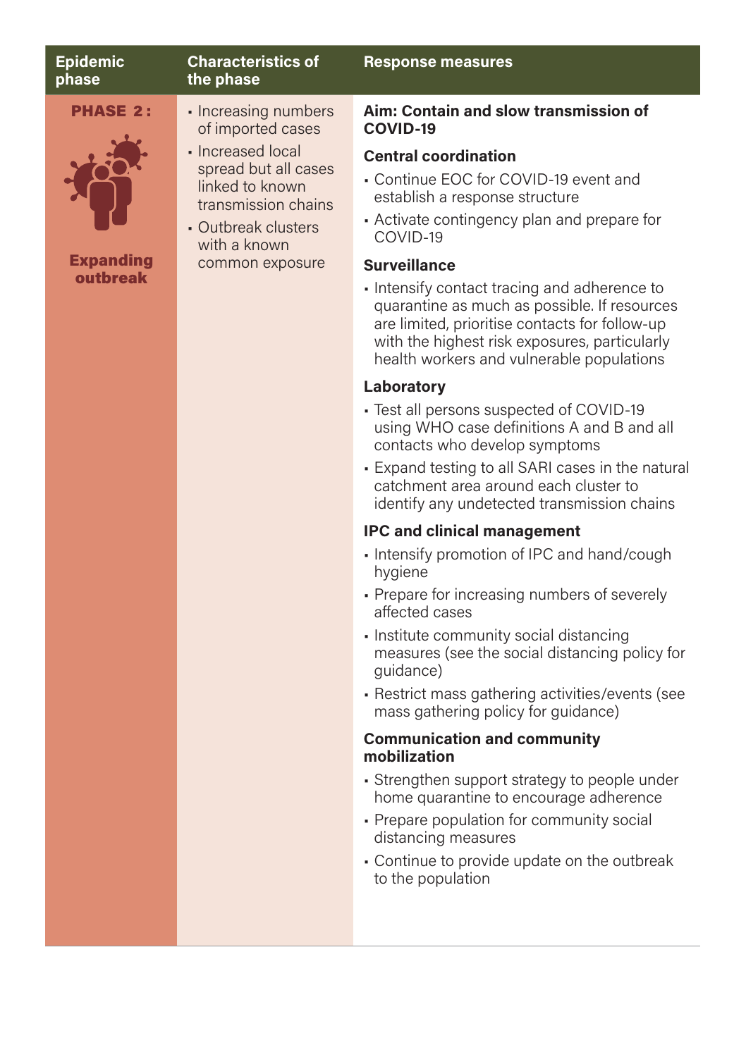| Epidemic phase | Characteristics of the phase | Response measures |
|---|---|---|
| **PHASE 2:** **Expanding outbreak** | • Increasing numbers of imported cases<br>• Increased local spread but all cases linked to known transmission chains<br>• Outbreak clusters with a known common exposure | **Aim: Contain and slow transmission of COVID-19**<br><br>**Central coordination**<br>• Continue EOC for COVID-19 event and establish a response structure<br>• Activate contingency plan and prepare for COVID-19<br><br>**Surveillance**<br>• Intensify contact tracing and adherence to quarantine as much as possible. If resources are limited, prioritise contacts for follow-up with the highest risk exposures, particularly health workers and vulnerable populations<br><br>**Laboratory**<br>• Test all persons suspected of COVID-19 using WHO case definitions A and B and all contacts who develop symptoms<br>• Expand testing to all SARI cases in the natural catchment area around each cluster to identify any undetected transmission chains<br><br>**IPC and clinical management**<br>• Intensify promotion of IPC and hand/cough hygiene<br>• Prepare for increasing numbers of severely affected cases<br>• Institute community social distancing measures (see the social distancing policy for guidance)<br>• Restrict mass gathering activities/events (see mass gathering policy for guidance)<br><br>**Communication and community mobilization**<br>• Strengthen support strategy to people under home quarantine to encourage adherence<br>• Prepare population for community social distancing measures<br>• Continue to provide update on the outbreak to the population |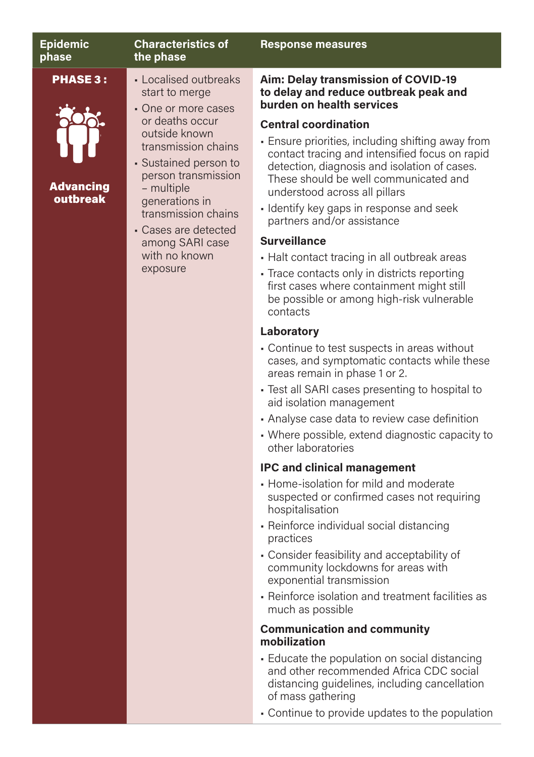| Epidemic phase | Characteristics of the phase | Response measures |
|---|---|---|
| **PHASE 3 :** **Advancing outbreak** | ▪ Localised outbreaks start to merge<br>▪ One or more cases or deaths occur outside known transmission chains<br>▪ Sustained person to person transmission – multiple generations in transmission chains<br>▪ Cases are detected among SARI case with no known exposure | **Aim: Delay transmission of COVID-19 to delay and reduce outbreak peak and burden on health services**<br><br>**Central coordination**<br>▪ Ensure priorities, including shifting away from contact tracing and intensified focus on rapid detection, diagnosis and isolation of cases. These should be well communicated and understood across all pillars<br>▪ Identify key gaps in response and seek partners and/or assistance<br><br>**Surveillance**<br>▪ Halt contact tracing in all outbreak areas<br>▪ Trace contacts only in districts reporting first cases where containment might still be possible or among high-risk vulnerable contacts<br><br>**Laboratory**<br>▪ Continue to test suspects in areas without cases, and symptomatic contacts while these areas remain in phase 1 or 2.<br>▪ Test all SARI cases presenting to hospital to aid isolation management<br>▪ Analyse case data to review case definition<br>▪ Where possible, extend diagnostic capacity to other laboratories<br><br>**IPC and clinical management**<br>▪ Home-isolation for mild and moderate suspected or confirmed cases not requiring hospitalisation<br>▪ Reinforce individual social distancing practices<br>▪ Consider feasibility and acceptability of community lockdowns for areas with exponential transmission<br>▪ Reinforce isolation and treatment facilities as much as possible<br><br>**Communication and community mobilization**<br>▪ Educate the population on social distancing and other recommended Africa CDC social distancing guidelines, including cancellation of mass gathering<br>▪ Continue to provide updates to the population |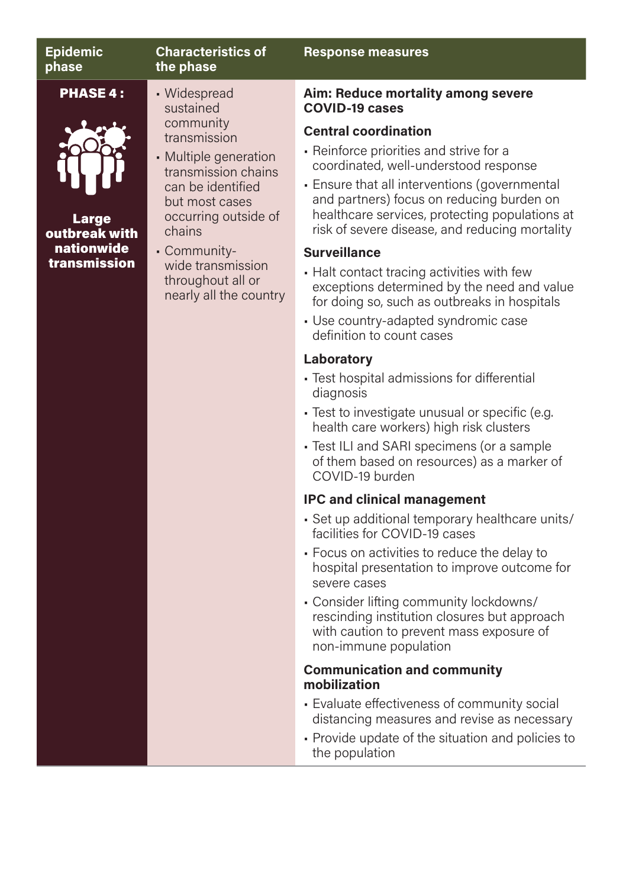| Epidemic phase | Characteristics of the phase | Response measures |
|---|---|---|
| **PHASE 4 :** **Large outbreak with nationwide transmission** | ▪ Widespread sustained community transmission<br>▪ Multiple generation transmission chains can be identified but most cases occurring outside of chains<br>▪ Community-wide transmission throughout all or nearly all the country | **Aim: Reduce mortality among severe COVID-19 cases**<br>**Central coordination**<br>▪ Reinforce priorities and strive for a coordinated, well-understood response<br>▪ Ensure that all interventions (governmental and partners) focus on reducing burden on healthcare services, protecting populations at risk of severe disease, and reducing mortality<br>**Surveillance**<br>▪ Halt contact tracing activities with few exceptions determined by the need and value for doing so, such as outbreaks in hospitals<br>▪ Use country-adapted syndromic case definition to count cases<br>**Laboratory**<br>▪ Test hospital admissions for differential diagnosis<br>▪ Test to investigate unusual or specific (e.g. health care workers) high risk clusters<br>▪ Test ILI and SARI specimens (or a sample of them based on resources) as a marker of COVID-19 burden<br>**IPC and clinical management**<br>▪ Set up additional temporary healthcare units/ facilities for COVID-19 cases<br>▪ Focus on activities to reduce the delay to hospital presentation to improve outcome for severe cases<br>▪ Consider lifting community lockdowns/ rescinding institution closures but approach with caution to prevent mass exposure of non-immune population<br>**Communication and community mobilization**<br>▪ Evaluate effectiveness of community social distancing measures and revise as necessary<br>▪ Provide update of the situation and policies to the population |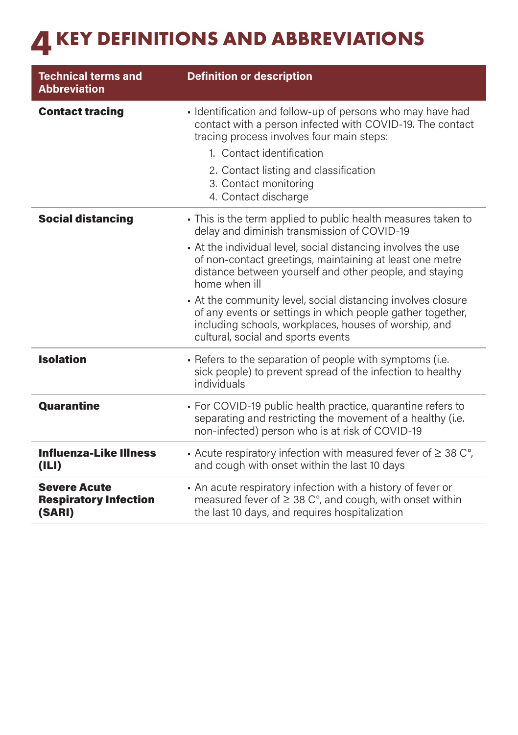# 4 KEY DEFINITIONS AND ABBREVIATIONS

| Technical terms and Abbreviation | Definition or description |
| --- | --- |
| **Contact tracing** | ▪ Identification and follow-up of persons who may have had contact with a person infected with COVID-19. The contact tracing process involves four main steps:<br>1. Contact identification<br>2. Contact listing and classification<br>3. Contact monitoring<br>4. Contact discharge |
| **Social distancing** | ▪ This is the term applied to public health measures taken to delay and diminish transmission of COVID-19<br>▪ At the individual level, social distancing involves the use of non-contact greetings, maintaining at least one metre distance between yourself and other people, and staying home when ill<br>▪ At the community level, social distancing involves closure of any events or settings in which people gather together, including schools, workplaces, houses of worship, and cultural, social and sports events |
| **Isolation** | ▪ Refers to the separation of people with symptoms (i.e. sick people) to prevent spread of the infection to healthy individuals |
| **Quarantine** | ▪ For COVID-19 public health practice, quarantine refers to separating and restricting the movement of a healthy (i.e. non-infected) person who is at risk of COVID-19 |
| **Influenza-Like Illness (ILI)** | ▪ Acute respiratory infection with measured fever of ≥ 38 C°, and cough with onset within the last 10 days |
| **Severe Acute Respiratory Infection (SARI)** | ▪ An acute respiratory infection with a history of fever or measured fever of ≥ 38 C°, and cough, with onset within the last 10 days, and requires hospitalization |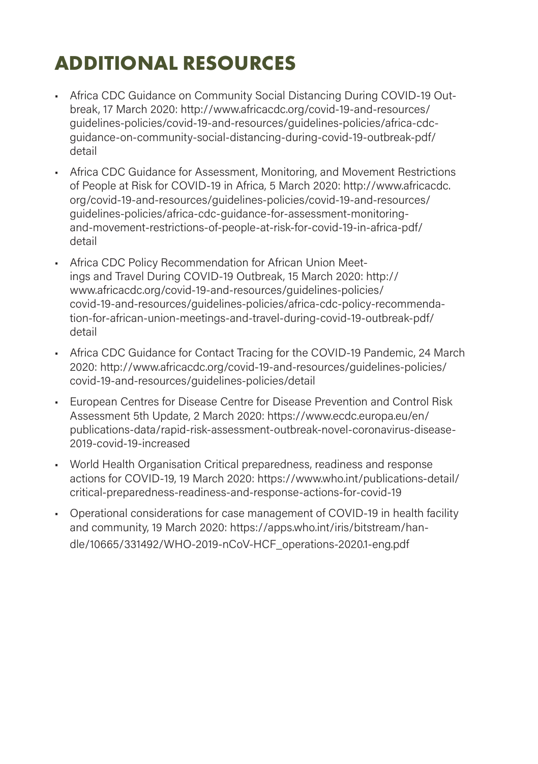# ADDITIONAL RESOURCES

- Africa CDC Guidance on Community Social Distancing During COVID-19 Outbreak, 17 March 2020: http://www.africacdc.org/covid-19-and-resources/guidelines-policies/covid-19-and-resources/guidelines-policies/africa-cdc-guidance-on-community-social-distancing-during-covid-19-outbreak-pdf/detail
- Africa CDC Guidance for Assessment, Monitoring, and Movement Restrictions of People at Risk for COVID-19 in Africa, 5 March 2020: http://www.africacdc.org/covid-19-and-resources/guidelines-policies/covid-19-and-resources/guidelines-policies/africa-cdc-guidance-for-assessment-monitoring-and-movement-restrictions-of-people-at-risk-for-covid-19-in-africa-pdf/detail
- Africa CDC Policy Recommendation for African Union Meetings and Travel During COVID-19 Outbreak, 15 March 2020: http://www.africacdc.org/covid-19-and-resources/guidelines-policies/covid-19-and-resources/guidelines-policies/africa-cdc-policy-recommendation-for-african-union-meetings-and-travel-during-covid-19-outbreak-pdf/detail
- Africa CDC Guidance for Contact Tracing for the COVID-19 Pandemic, 24 March 2020: http://www.africacdc.org/covid-19-and-resources/guidelines-policies/covid-19-and-resources/guidelines-policies/detail
- European Centres for Disease Centre for Disease Prevention and Control Risk Assessment 5th Update, 2 March 2020: https://www.ecdc.europa.eu/en/publications-data/rapid-risk-assessment-outbreak-novel-coronavirus-disease-2019-covid-19-increased
- World Health Organisation Critical preparedness, readiness and response actions for COVID-19, 19 March 2020: https://www.who.int/publications-detail/critical-preparedness-readiness-and-response-actions-for-covid-19
- Operational considerations for case management of COVID-19 in health facility and community, 19 March 2020: https://apps.who.int/iris/bitstream/handle/10665/331492/WHO-2019-nCoV-HCF_operations-2020.1-eng.pdf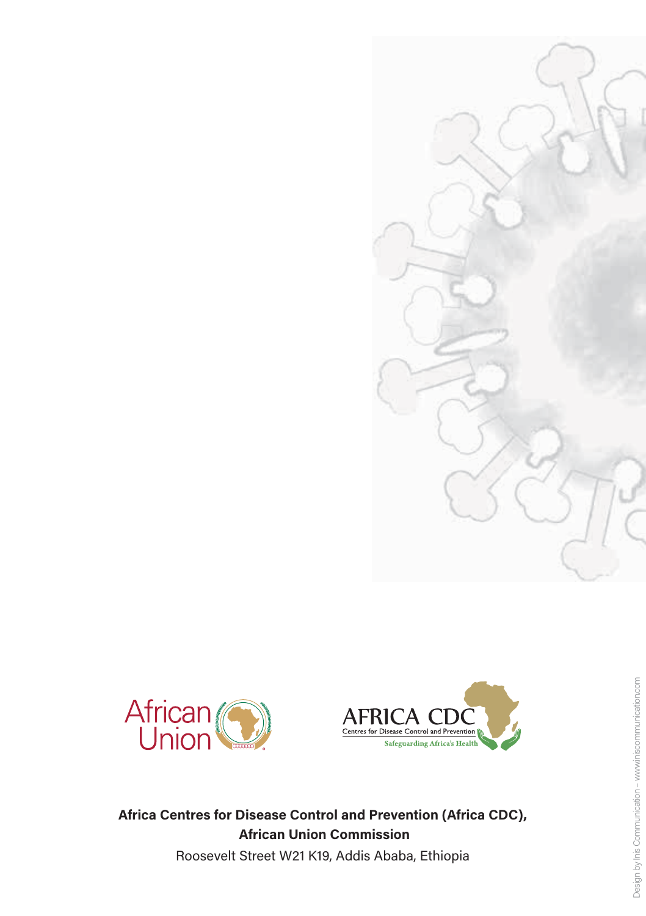**Africa Centres for Disease Control and Prevention (Africa CDC), African Union Commission**

Roosevelt Street W21 K19, Addis Ababa, Ethiopia

Design by Inis Communication – www.iniscommunication.com